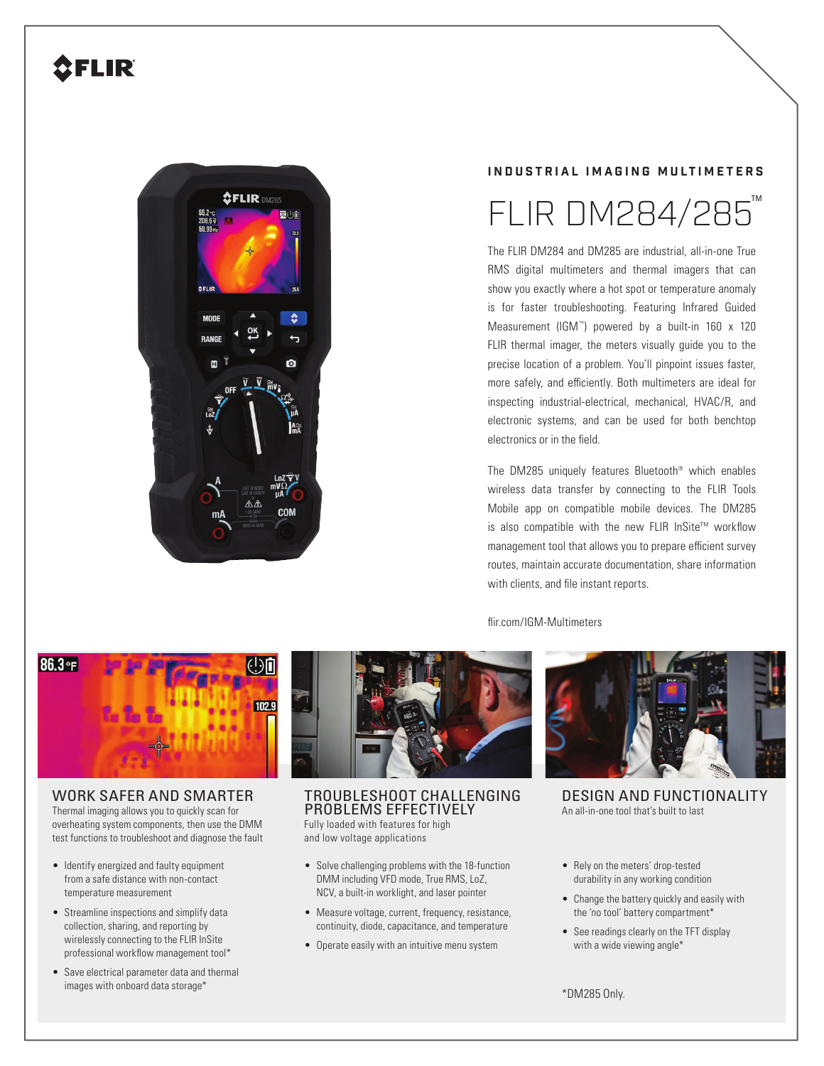INDUSTRIAL IMAGING MULTIMETERS

# FLIR DM284/285™

The FLIR DM284 and DM285 are industrial, all-in-one True RMS digital multimeters and thermal imagers that can show you exactly where a hot spot or temperature anomaly is for faster troubleshooting. Featuring Infrared Guided Measurement (IGM™) powered by a built-in 160 x 120 FLIR thermal imager, the meters visually guide you to the precise location of a problem. You'll pinpoint issues faster, more safely, and efficiently. Both multimeters are ideal for inspecting industrial-electrical, mechanical, HVAC/R, and electronic systems, and can be used for both benchtop electronics or in the field.

The DM285 uniquely features Bluetooth® which enables wireless data transfer by connecting to the FLIR Tools Mobile app on compatible mobile devices. The DM285 is also compatible with the new FLIR InSite™ workflow management tool that allows you to prepare efficient survey routes, maintain accurate documentation, share information with clients, and file instant reports.

flir.com/IGM-Multimeters

## WORK SAFER AND SMARTER

Thermal imaging allows you to quickly scan for overheating system components, then use the DMM test functions to troubleshoot and diagnose the fault

- Identify energized and faulty equipment from a safe distance with non-contact temperature measurement
- Streamline inspections and simplify data collection, sharing, and reporting by wirelessly connecting to the FLIR InSite professional workflow management tool*
- Save electrical parameter data and thermal images with onboard data storage*

## TROUBLESHOOT CHALLENGING PROBLEMS EFFECTIVELY

Fully loaded with features for high and low voltage applications

- Solve challenging problems with the 18-function DMM including VFD mode, True RMS, LoZ, NCV, a built-in worklight, and laser pointer
- Measure voltage, current, frequency, resistance, continuity, diode, capacitance, and temperature
- Operate easily with an intuitive menu system

## DESIGN AND FUNCTIONALITY

An all-in-one tool that's built to last

- Rely on the meters' drop-tested durability in any working condition
- Change the battery quickly and easily with the 'no tool' battery compartment*
- See readings clearly on the TFT display with a wide viewing angle*

*DM285 Only.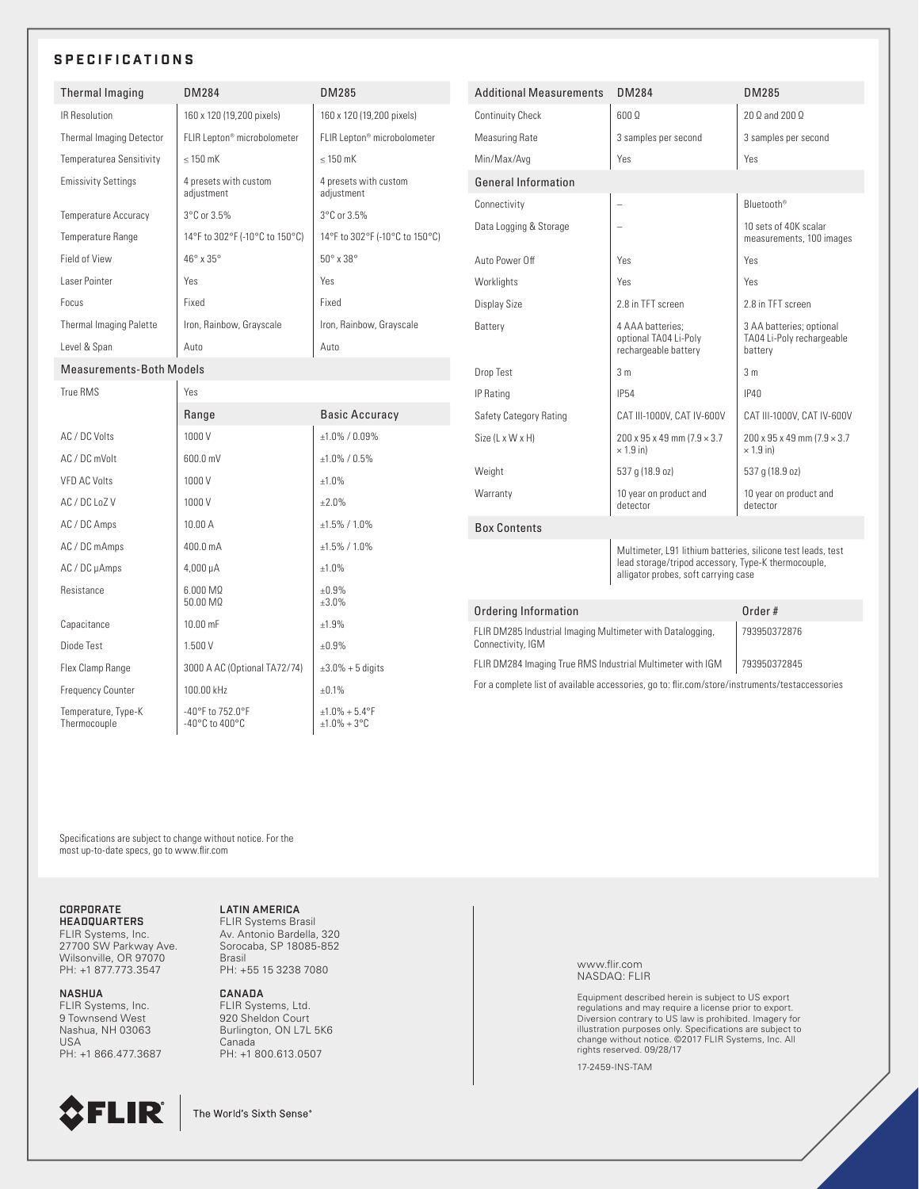## SPECIFICATIONS

| Thermal Imaging | DM284 | DM285 |
|---|---|---|
| IR Resolution | 160 x 120 (19,200 pixels) | 160 x 120 (19,200 pixels) |
| Thermal Imaging Detector | FLIR Lepton® microbolometer | FLIR Lepton® microbolometer |
| Temperaturea Sensitivity | ≤ 150 mK | ≤ 150 mK |
| Emissivity Settings | 4 presets with custom adjustment | 4 presets with custom adjustment |
| Temperature Accuracy | 3°C or 3.5% | 3°C or 3.5% |
| Temperature Range | 14°F to 302°F (-10°C to 150°C) | 14°F to 302°F (-10°C to 150°C) |
| Field of View | 46° x 35° | 50° x 38° |
| Laser Pointer | Yes | Yes |
| Focus | Fixed | Fixed |
| Thermal Imaging Palette | Iron, Rainbow, Grayscale | Iron, Rainbow, Grayscale |
| Level & Span | Auto | Auto |
| **Measurements-Both Models** | | |
| True RMS | Yes | |
| | **Range** | **Basic Accuracy** |
| AC / DC Volts | 1000 V | ±1.0% / 0.09% |
| AC / DC mVolt | 600.0 mV | ±1.0% / 0.5% |
| VFD AC Volts | 1000 V | ±1.0% |
| AC / DC LoZ V | 1000 V | ±2.0% |
| AC / DC Amps | 10.00 A | ±1.5% / 1.0% |
| AC / DC mAmps | 400.0 mA | ±1.5% / 1.0% |
| AC / DC µAmps | 4,000 µA | ±1.0% |
| Resistance | 6.000 MΩ<br>50.00 MΩ | ±0.9%<br>±3.0% |
| Capacitance | 10.00 mF | ±1.9% |
| Diode Test | 1.500 V | ±0.9% |
| Flex Clamp Range | 3000 A AC (Optional TA72/74) | ±3.0% + 5 digits |
| Frequency Counter | 100.00 kHz | ±0.1% |
| Temperature, Type-K Thermocouple | -40°F to 752.0°F<br>-40°C to 400°C | ±1.0% + 5.4°F<br>±1.0% + 3°C |

| Additional Measurements | DM284 | DM285 |
|---|---|---|
| Continuity Check | 600 Ω | 20 Ω and 200 Ω |
| Measuring Rate | 3 samples per second | 3 samples per second |
| Min/Max/Avg | Yes | Yes |
| **General Information** | | |
| Connectivity | – | Bluetooth® |
| Data Logging & Storage | – | 10 sets of 40K scalar measurements, 100 images |
| Auto Power Off | Yes | Yes |
| Worklights | Yes | Yes |
| Display Size | 2.8 in TFT screen | 2.8 in TFT screen |
| Battery | 4 AAA batteries; optional TA04 Li-Poly rechargeable battery | 3 AA batteries; optional TA04 Li-Poly rechargeable battery |
| Drop Test | 3 m | 3 m |
| IP Rating | IP54 | IP40 |
| Safety Category Rating | CAT III-1000V, CAT IV-600V | CAT III-1000V, CAT IV-600V |
| Size (L x W x H) | 200 x 95 x 49 mm (7.9 × 3.7 × 1.9 in) | 200 x 95 x 49 mm (7.9 × 3.7 × 1.9 in) |
| Weight | 537 g (18.9 oz) | 537 g (18.9 oz) |
| Warranty | 10 year on product and detector | 10 year on product and detector |
| **Box Contents** | | |
| | Multimeter, L91 lithium batteries, silicone test leads, test lead storage/tripod accessory, Type-K thermocouple, alligator probes, soft carrying case | |

| Ordering Information | Order # |
|---|---|
| FLIR DM285 Industrial Imaging Multimeter with Datalogging, Connectivity, IGM | 793950372876 |
| FLIR DM284 Imaging True RMS Industrial Multimeter with IGM | 793950372845 |

For a complete list of available accessories, go to: flir.com/store/instruments/testaccessories

Specifications are subject to change without notice. For the most up-to-date specs, go to www.flir.com

**CORPORATE HEADQUARTERS**
FLIR Systems, Inc.
27700 SW Parkway Ave.
Wilsonville, OR 97070
PH: +1 877.773.3547

**NASHUA**
FLIR Systems, Inc.
9 Townsend West
Nashua, NH 03063
USA
PH: +1 866.477.3687

**LATIN AMERICA**
FLIR Systems Brasil
Av. Antonio Bardella, 320
Sorocaba, SP 18085-852
Brasil
PH: +55 15 3238 7080

**CANADA**
FLIR Systems, Ltd.
920 Sheldon Court
Burlington, ON L7L 5K6
Canada
PH: +1 800.613.0507

www.flir.com
NASDAQ: FLIR

Equipment described herein is subject to US export regulations and may require a license prior to export. Diversion contrary to US law is prohibited. Imagery for illustration purposes only. Specifications are subject to change without notice. ©2017 FLIR Systems, Inc. All rights reserved. 09/28/17

17-2459-INS-TAM

FLIR® The World's Sixth Sense®